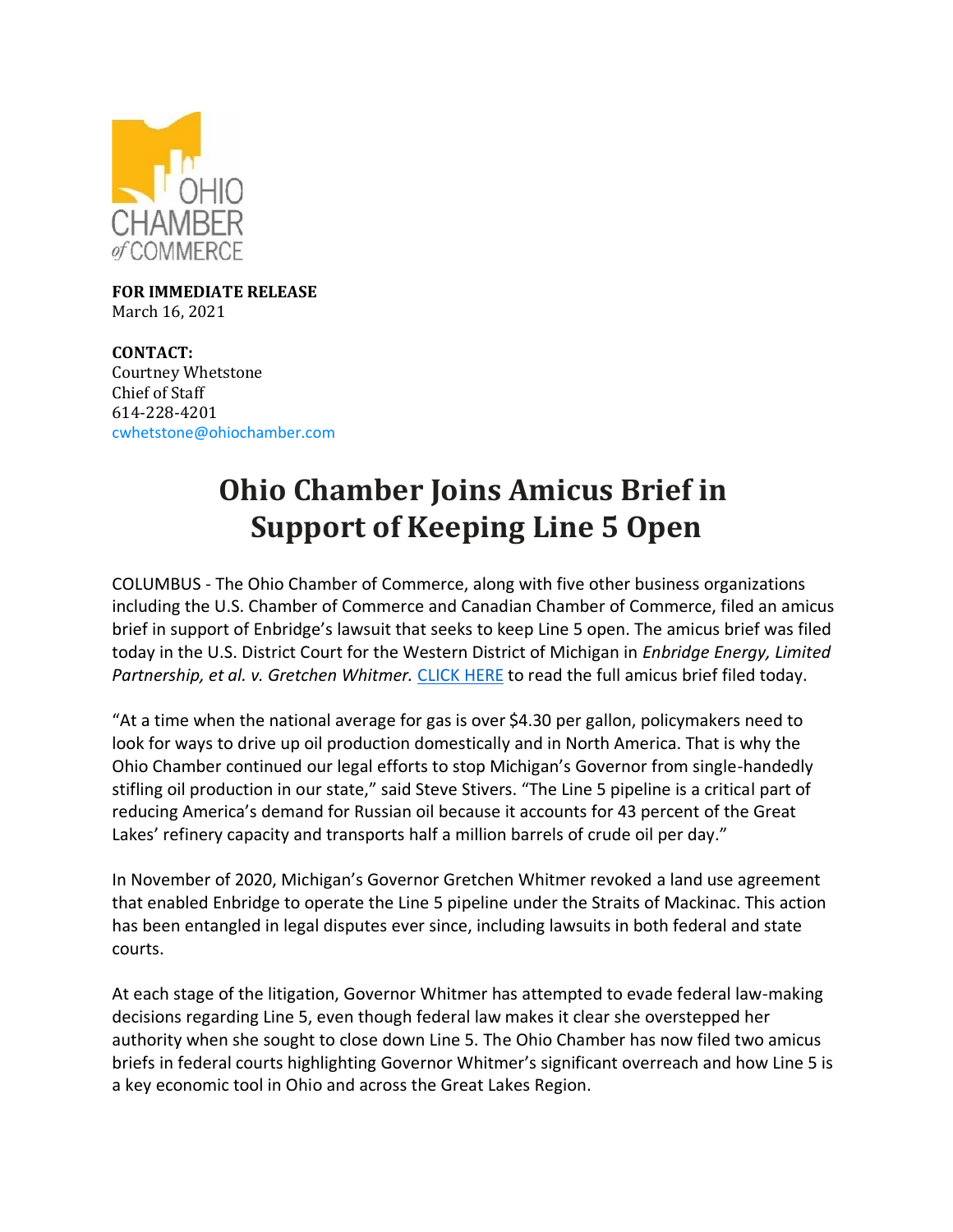**FOR IMMEDIATE RELEASE**
March 16, 2021

**CONTACT:**
Courtney Whetstone
Chief of Staff
614-228-4201
cwhetstone@ohiochamber.com

# Ohio Chamber Joins Amicus Brief in Support of Keeping Line 5 Open

COLUMBUS - The Ohio Chamber of Commerce, along with five other business organizations including the U.S. Chamber of Commerce and Canadian Chamber of Commerce, filed an amicus brief in support of Enbridge's lawsuit that seeks to keep Line 5 open. The amicus brief was filed today in the U.S. District Court for the Western District of Michigan in *Enbridge Energy, Limited Partnership, et al. v. Gretchen Whitmer.* CLICK HERE to read the full amicus brief filed today.

"At a time when the national average for gas is over $4.30 per gallon, policymakers need to look for ways to drive up oil production domestically and in North America. That is why the Ohio Chamber continued our legal efforts to stop Michigan's Governor from single-handedly stifling oil production in our state," said Steve Stivers. "The Line 5 pipeline is a critical part of reducing America's demand for Russian oil because it accounts for 43 percent of the Great Lakes' refinery capacity and transports half a million barrels of crude oil per day."

In November of 2020, Michigan's Governor Gretchen Whitmer revoked a land use agreement that enabled Enbridge to operate the Line 5 pipeline under the Straits of Mackinac. This action has been entangled in legal disputes ever since, including lawsuits in both federal and state courts.

At each stage of the litigation, Governor Whitmer has attempted to evade federal law-making decisions regarding Line 5, even though federal law makes it clear she overstepped her authority when she sought to close down Line 5. The Ohio Chamber has now filed two amicus briefs in federal courts highlighting Governor Whitmer's significant overreach and how Line 5 is a key economic tool in Ohio and across the Great Lakes Region.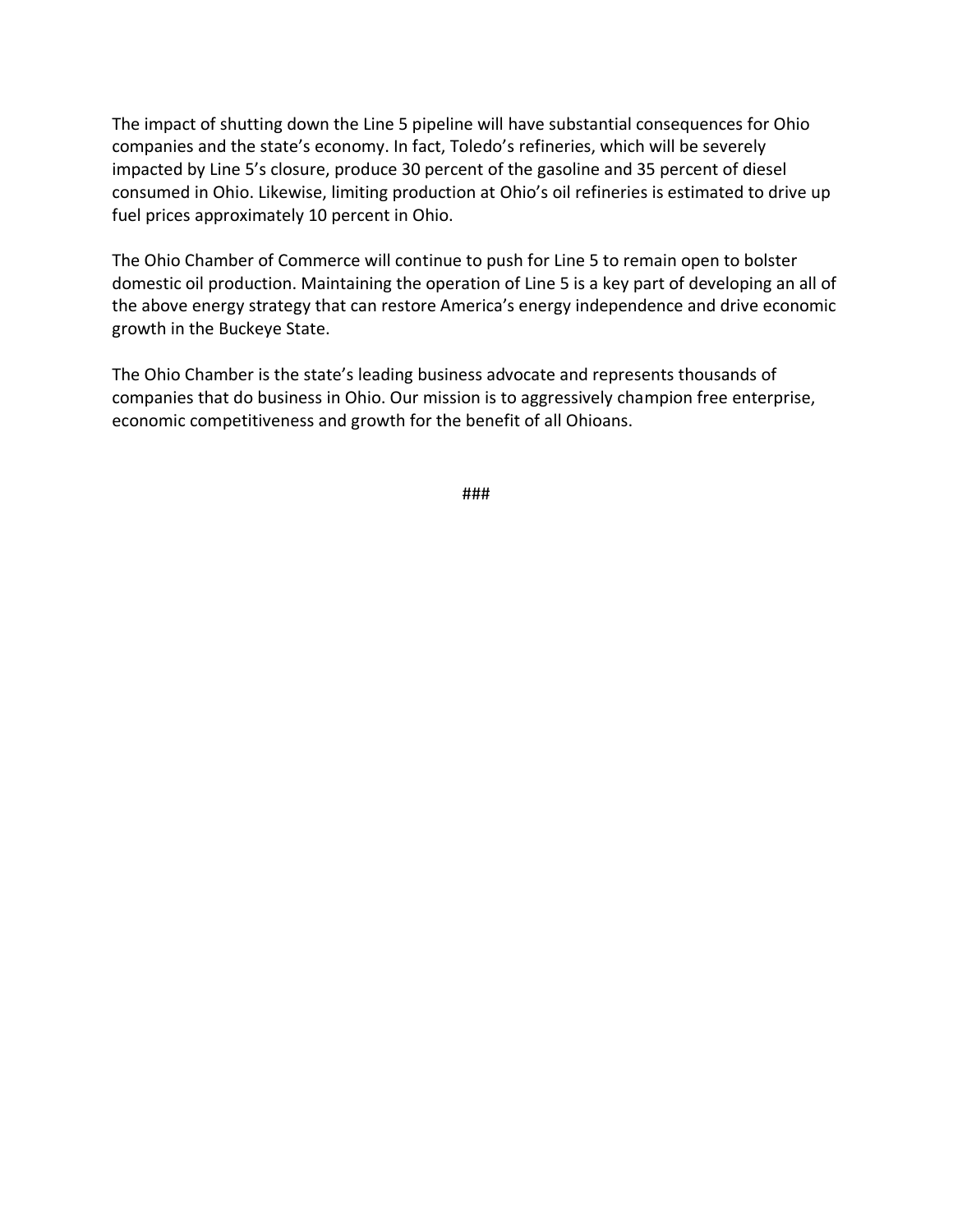The impact of shutting down the Line 5 pipeline will have substantial consequences for Ohio companies and the state's economy. In fact, Toledo's refineries, which will be severely impacted by Line 5's closure, produce 30 percent of the gasoline and 35 percent of diesel consumed in Ohio. Likewise, limiting production at Ohio's oil refineries is estimated to drive up fuel prices approximately 10 percent in Ohio.

The Ohio Chamber of Commerce will continue to push for Line 5 to remain open to bolster domestic oil production. Maintaining the operation of Line 5 is a key part of developing an all of the above energy strategy that can restore America's energy independence and drive economic growth in the Buckeye State.

The Ohio Chamber is the state's leading business advocate and represents thousands of companies that do business in Ohio. Our mission is to aggressively champion free enterprise, economic competitiveness and growth for the benefit of all Ohioans.

###